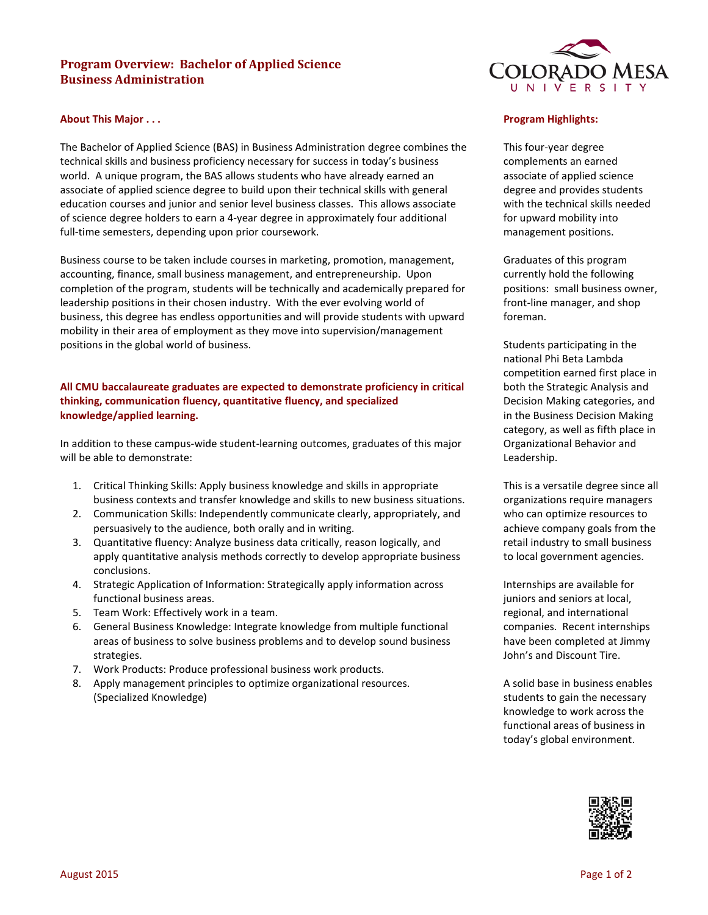# Program Overview: Bachelor of Applied Science Business Administration

## About This Major . . .

The Bachelor of Applied Science (BAS) in Business Administration degree combines the technical skills and business proficiency necessary for success in today's business world. A unique program, the BAS allows students who have already earned an associate of applied science degree to build upon their technical skills with general education courses and junior and senior level business classes. This allows associate of science degree holders to earn a 4-year degree in approximately four additional full-time semesters, depending upon prior coursework.

Business course to be taken include courses in marketing, promotion, management, accounting, finance, small business management, and entrepreneurship. Upon completion of the program, students will be technically and academically prepared for leadership positions in their chosen industry. With the ever evolving world of business, this degree has endless opportunities and will provide students with upward mobility in their area of employment as they move into supervision/management positions in the global world of business.

**All CMU baccalaureate graduates are expected to demonstrate proficiency in critical thinking, communication fluency, quantitative fluency, and specialized knowledge/applied learning.**

In addition to these campus-wide student-learning outcomes, graduates of this major will be able to demonstrate:

1. Critical Thinking Skills: Apply business knowledge and skills in appropriate business contexts and transfer knowledge and skills to new business situations.
2. Communication Skills: Independently communicate clearly, appropriately, and persuasively to the audience, both orally and in writing.
3. Quantitative fluency: Analyze business data critically, reason logically, and apply quantitative analysis methods correctly to develop appropriate business conclusions.
4. Strategic Application of Information: Strategically apply information across functional business areas.
5. Team Work: Effectively work in a team.
6. General Business Knowledge: Integrate knowledge from multiple functional areas of business to solve business problems and to develop sound business strategies.
7. Work Products: Produce professional business work products.
8. Apply management principles to optimize organizational resources. (Specialized Knowledge)

## Program Highlights:

This four-year degree complements an earned associate of applied science degree and provides students with the technical skills needed for upward mobility into management positions.

Graduates of this program currently hold the following positions: small business owner, front-line manager, and shop foreman.

Students participating in the national Phi Beta Lambda competition earned first place in both the Strategic Analysis and Decision Making categories, and in the Business Decision Making category, as well as fifth place in Organizational Behavior and Leadership.

This is a versatile degree since all organizations require managers who can optimize resources to achieve company goals from the retail industry to small business to local government agencies.

Internships are available for juniors and seniors at local, regional, and international companies. Recent internships have been completed at Jimmy John's and Discount Tire.

A solid base in business enables students to gain the necessary knowledge to work across the functional areas of business in today's global environment.

August 2015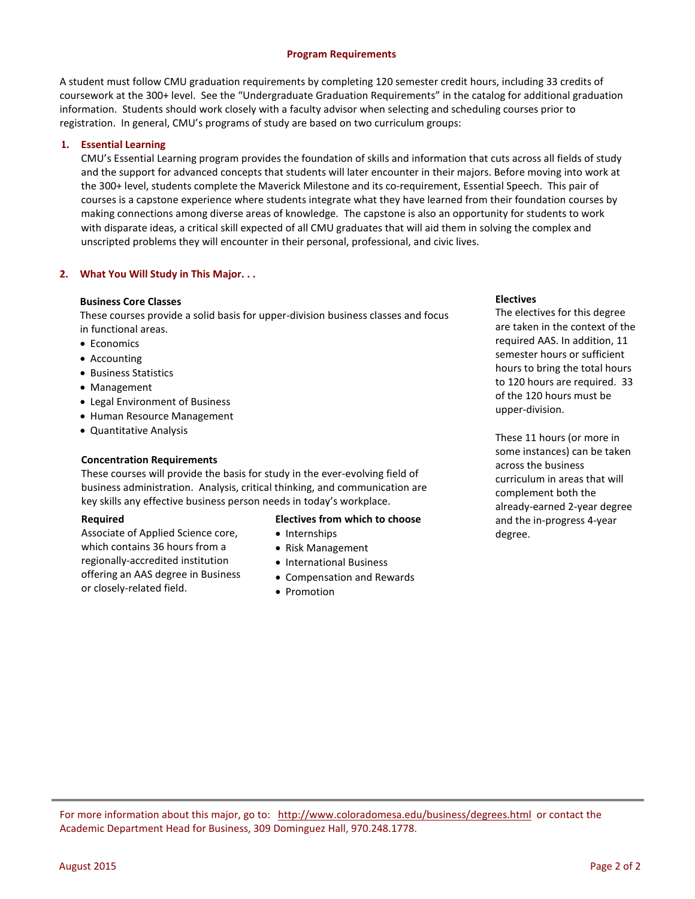## Program Requirements

A student must follow CMU graduation requirements by completing 120 semester credit hours, including 33 credits of coursework at the 300+ level. See the "Undergraduate Graduation Requirements" in the catalog for additional graduation information. Students should work closely with a faculty advisor when selecting and scheduling courses prior to registration. In general, CMU's programs of study are based on two curriculum groups:

### 1. Essential Learning

CMU's Essential Learning program provides the foundation of skills and information that cuts across all fields of study and the support for advanced concepts that students will later encounter in their majors. Before moving into work at the 300+ level, students complete the Maverick Milestone and its co-requirement, Essential Speech. This pair of courses is a capstone experience where students integrate what they have learned from their foundation courses by making connections among diverse areas of knowledge. The capstone is also an opportunity for students to work with disparate ideas, a critical skill expected of all CMU graduates that will aid them in solving the complex and unscripted problems they will encounter in their personal, professional, and civic lives.

### 2. What You Will Study in This Major. . .

**Business Core Classes**

These courses provide a solid basis for upper-division business classes and focus in functional areas.

- Economics
- Accounting
- Business Statistics
- Management
- Legal Environment of Business
- Human Resource Management
- Quantitative Analysis

**Concentration Requirements**

These courses will provide the basis for study in the ever-evolving field of business administration. Analysis, critical thinking, and communication are key skills any effective business person needs in today's workplace.

**Required**

Associate of Applied Science core, which contains 36 hours from a regionally-accredited institution offering an AAS degree in Business or closely-related field.

**Electives from which to choose**

- Internships
- Risk Management
- International Business
- Compensation and Rewards
- Promotion

**Electives**

The electives for this degree are taken in the context of the required AAS. In addition, 11 semester hours or sufficient hours to bring the total hours to 120 hours are required. 33 of the 120 hours must be upper-division.

These 11 hours (or more in some instances) can be taken across the business curriculum in areas that will complement both the already-earned 2-year degree and the in-progress 4-year degree.

For more information about this major, go to: http://www.coloradomesa.edu/business/degrees.html or contact the Academic Department Head for Business, 309 Dominguez Hall, 970.248.1778.

August 2015